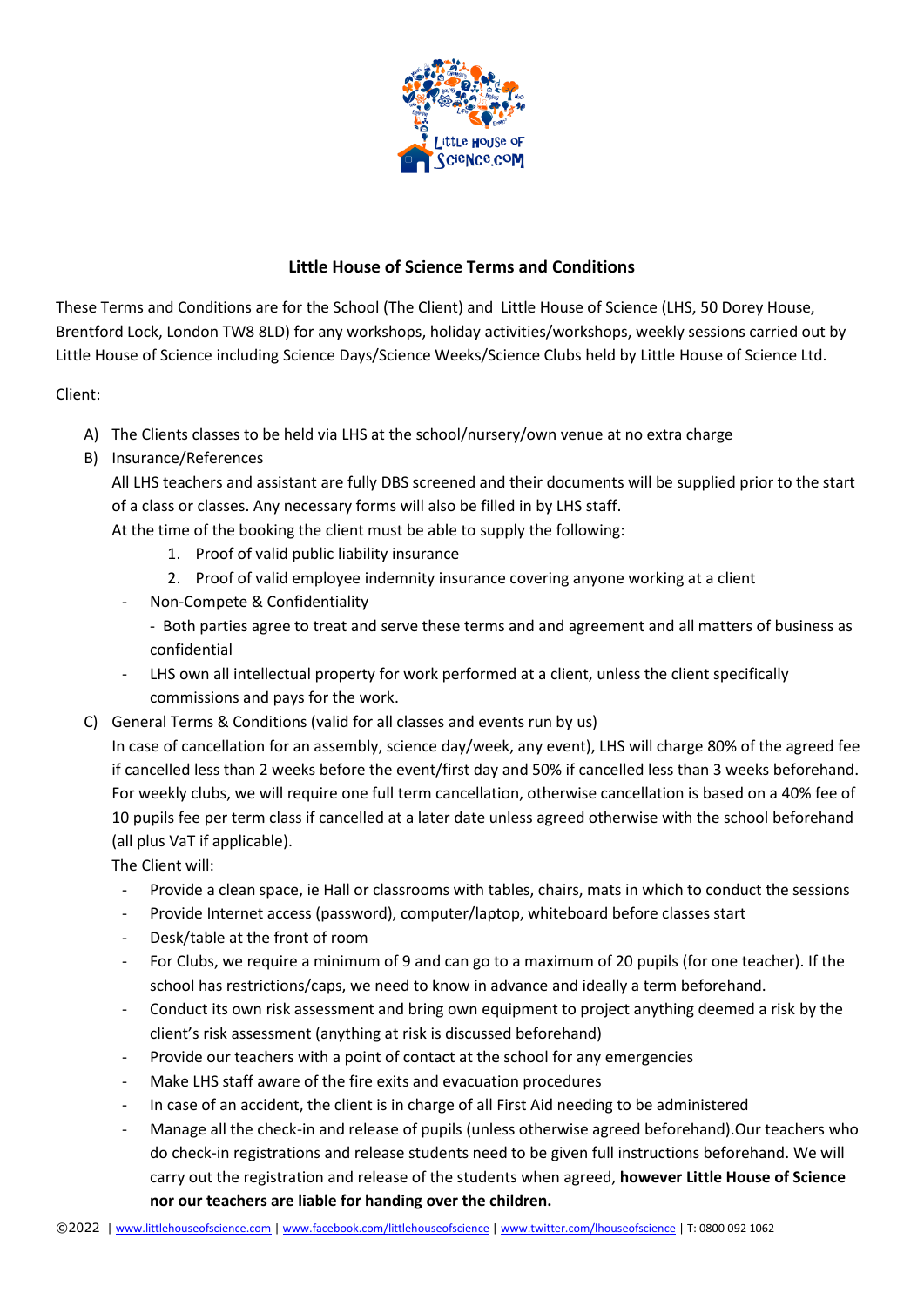**Little House of Science Terms and Conditions**

These Terms and Conditions are for the School (The Client) and Little House of Science (LHS, 50 Dorey House, Brentford Lock, London TW8 8LD) for any workshops, holiday activities/workshops, weekly sessions carried out by Little House of Science including Science Days/Science Weeks/Science Clubs held by Little House of Science Ltd.

Client:

A) The Clients classes to be held via LHS at the school/nursery/own venue at no extra charge

B) Insurance/References

   All LHS teachers and assistant are fully DBS screened and their documents will be supplied prior to the start of a class or classes. Any necessary forms will also be filled in by LHS staff.

   At the time of the booking the client must be able to supply the following:

   1. Proof of valid public liability insurance
   2. Proof of valid employee indemnity insurance covering anyone working at a client

   - Non-Compete & Confidentiality

     - Both parties agree to treat and serve these terms and and agreement and all matters of business as confidential

   - LHS own all intellectual property for work performed at a client, unless the client specifically commissions and pays for the work.

C) General Terms & Conditions (valid for all classes and events run by us)

   In case of cancellation for an assembly, science day/week, any event), LHS will charge 80% of the agreed fee if cancelled less than 2 weeks before the event/first day and 50% if cancelled less than 3 weeks beforehand. For weekly clubs, we will require one full term cancellation, otherwise cancellation is based on a 40% fee of 10 pupils fee per term class if cancelled at a later date unless agreed otherwise with the school beforehand (all plus VaT if applicable).

   The Client will:

   - Provide a clean space, ie Hall or classrooms with tables, chairs, mats in which to conduct the sessions
   - Provide Internet access (password), computer/laptop, whiteboard before classes start
   - Desk/table at the front of room
   - For Clubs, we require a minimum of 9 and can go to a maximum of 20 pupils (for one teacher). If the school has restrictions/caps, we need to know in advance and ideally a term beforehand.
   - Conduct its own risk assessment and bring own equipment to project anything deemed a risk by the client's risk assessment (anything at risk is discussed beforehand)
   - Provide our teachers with a point of contact at the school for any emergencies
   - Make LHS staff aware of the fire exits and evacuation procedures
   - In case of an accident, the client is in charge of all First Aid needing to be administered
   - Manage all the check-in and release of pupils (unless otherwise agreed beforehand).Our teachers who do check-in registrations and release students need to be given full instructions beforehand. We will carry out the registration and release of the students when agreed, **however Little House of Science nor our teachers are liable for handing over the children.**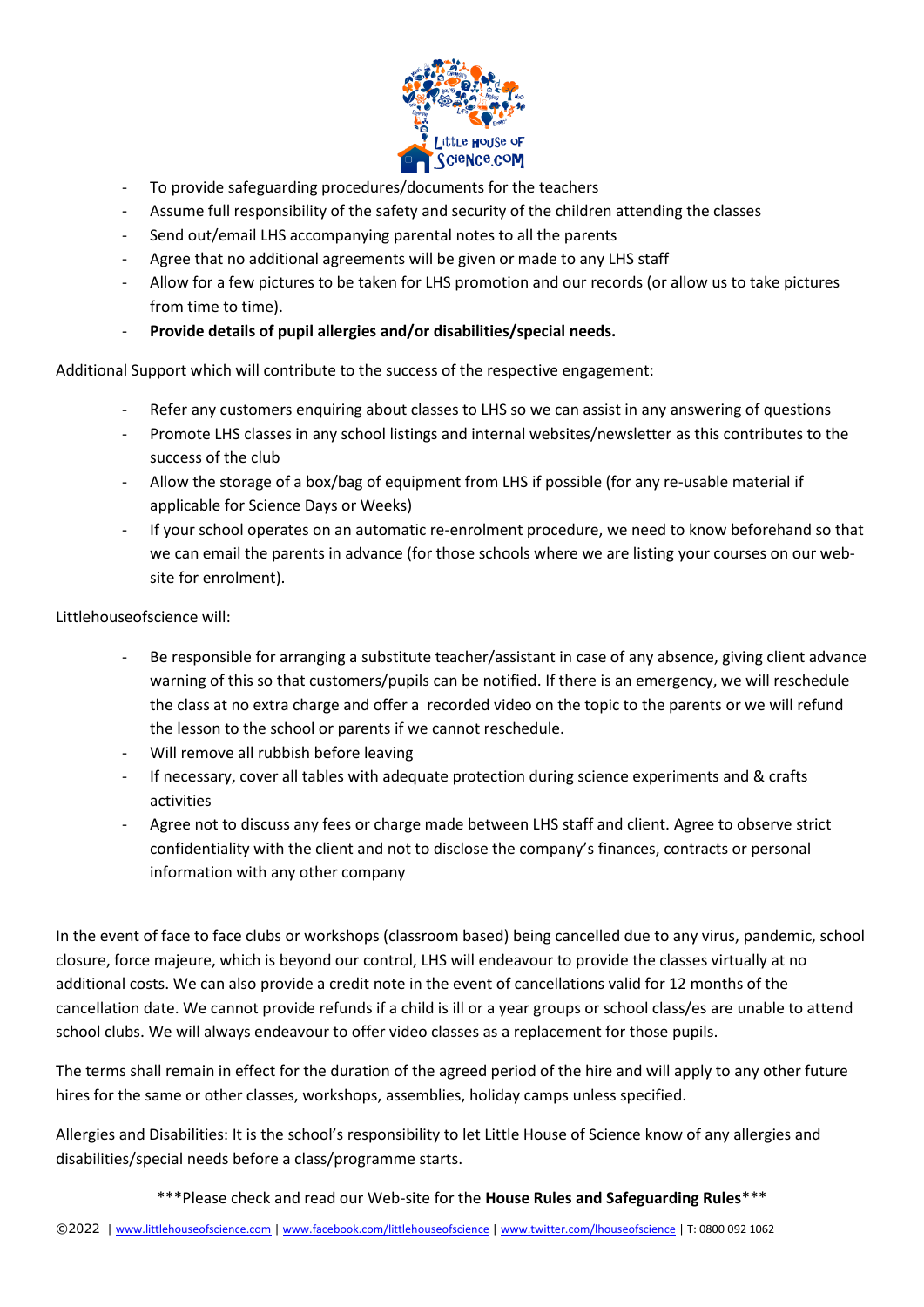- To provide safeguarding procedures/documents for the teachers
- Assume full responsibility of the safety and security of the children attending the classes
- Send out/email LHS accompanying parental notes to all the parents
- Agree that no additional agreements will be given or made to any LHS staff
- Allow for a few pictures to be taken for LHS promotion and our records (or allow us to take pictures from time to time).
- **Provide details of pupil allergies and/or disabilities/special needs.**

Additional Support which will contribute to the success of the respective engagement:

- Refer any customers enquiring about classes to LHS so we can assist in any answering of questions
- Promote LHS classes in any school listings and internal websites/newsletter as this contributes to the success of the club
- Allow the storage of a box/bag of equipment from LHS if possible (for any re-usable material if applicable for Science Days or Weeks)
- If your school operates on an automatic re-enrolment procedure, we need to know beforehand so that we can email the parents in advance (for those schools where we are listing your courses on our web-site for enrolment).

Littlehouseofscience will:

- Be responsible for arranging a substitute teacher/assistant in case of any absence, giving client advance warning of this so that customers/pupils can be notified. If there is an emergency, we will reschedule the class at no extra charge and offer a recorded video on the topic to the parents or we will refund the lesson to the school or parents if we cannot reschedule.
- Will remove all rubbish before leaving
- If necessary, cover all tables with adequate protection during science experiments and & crafts activities
- Agree not to discuss any fees or charge made between LHS staff and client. Agree to observe strict confidentiality with the client and not to disclose the company's finances, contracts or personal information with any other company

In the event of face to face clubs or workshops (classroom based) being cancelled due to any virus, pandemic, school closure, force majeure, which is beyond our control, LHS will endeavour to provide the classes virtually at no additional costs. We can also provide a credit note in the event of cancellations valid for 12 months of the cancellation date. We cannot provide refunds if a child is ill or a year groups or school class/es are unable to attend school clubs. We will always endeavour to offer video classes as a replacement for those pupils.

The terms shall remain in effect for the duration of the agreed period of the hire and will apply to any other future hires for the same or other classes, workshops, assemblies, holiday camps unless specified.

Allergies and Disabilities: It is the school's responsibility to let Little House of Science know of any allergies and disabilities/special needs before a class/programme starts.

***Please check and read our Web-site for the **House Rules and Safeguarding Rules*****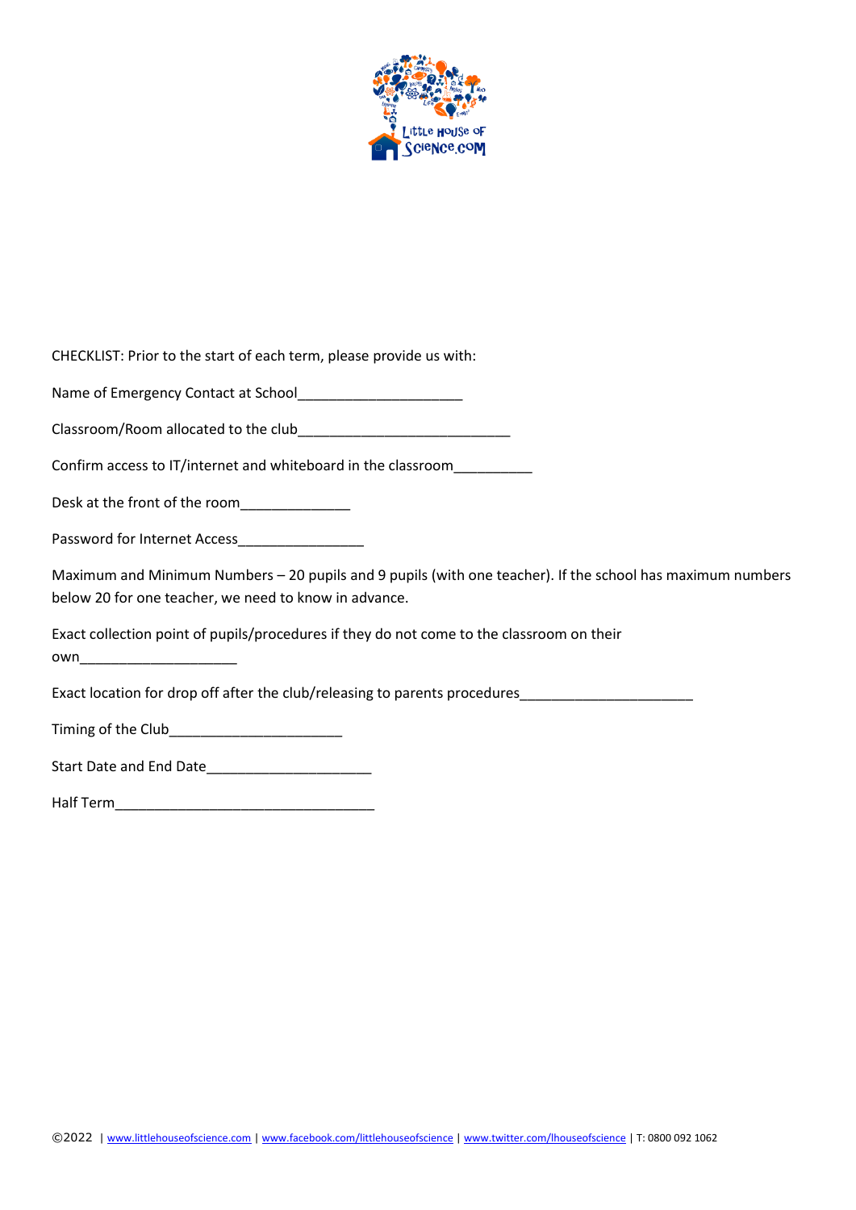CHECKLIST: Prior to the start of each term, please provide us with:

Name of Emergency Contact at School_____________________

Classroom/Room allocated to the club___________________________

Confirm access to IT/internet and whiteboard in the classroom__________

Desk at the front of the room______________

Password for Internet Access________________

Maximum and Minimum Numbers – 20 pupils and 9 pupils (with one teacher). If the school has maximum numbers below 20 for one teacher, we need to know in advance.

Exact collection point of pupils/procedures if they do not come to the classroom on their own____________________

Exact location for drop off after the club/releasing to parents procedures______________________

Timing of the Club______________________

Start Date and End Date_____________________

Half Term_________________________________

©2022 | www.littlehouseofscience.com | www.facebook.com/littlehouseofscience | www.twitter.com/lhouseofscience | T: 0800 092 1062